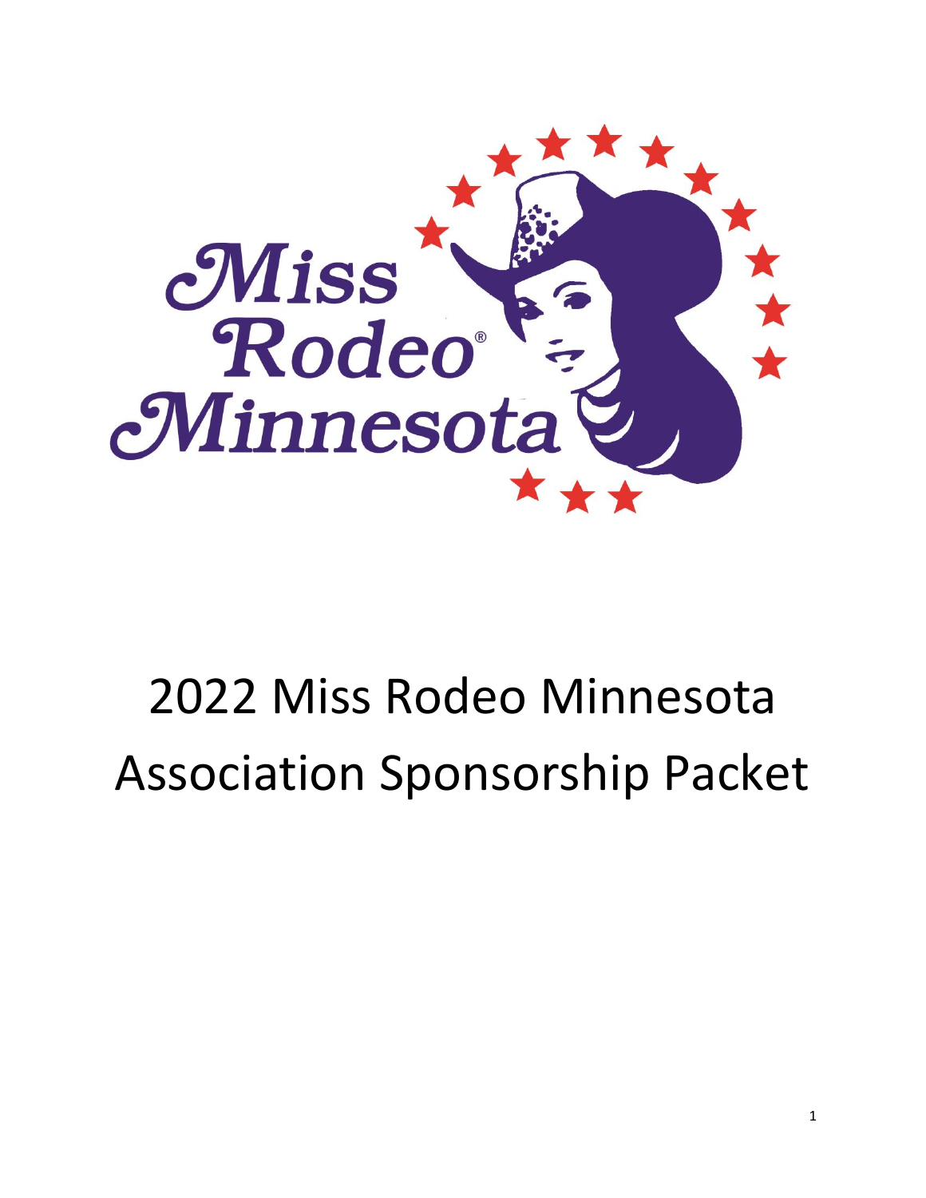Miss Rodeo® Minnesota

# 2022 Miss Rodeo Minnesota Association Sponsorship Packet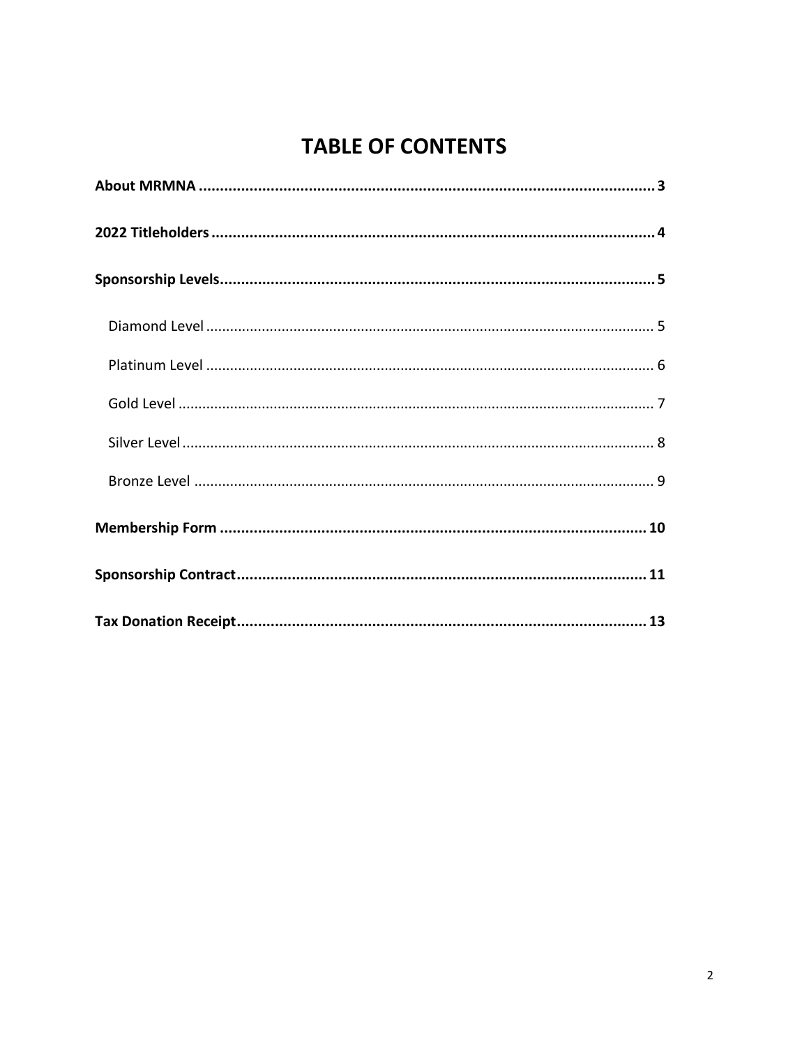# TABLE OF CONTENTS

**About MRMNA** .......... **3**

**2022 Titleholders** .......... **4**

**Sponsorship Levels** .......... **5**

- Diamond Level .......... 5
- Platinum Level .......... 6
- Gold Level .......... 7
- Silver Level .......... 8
- Bronze Level .......... 9

**Membership Form** .......... **10**

**Sponsorship Contract** .......... **11**

**Tax Donation Receipt** .......... **13**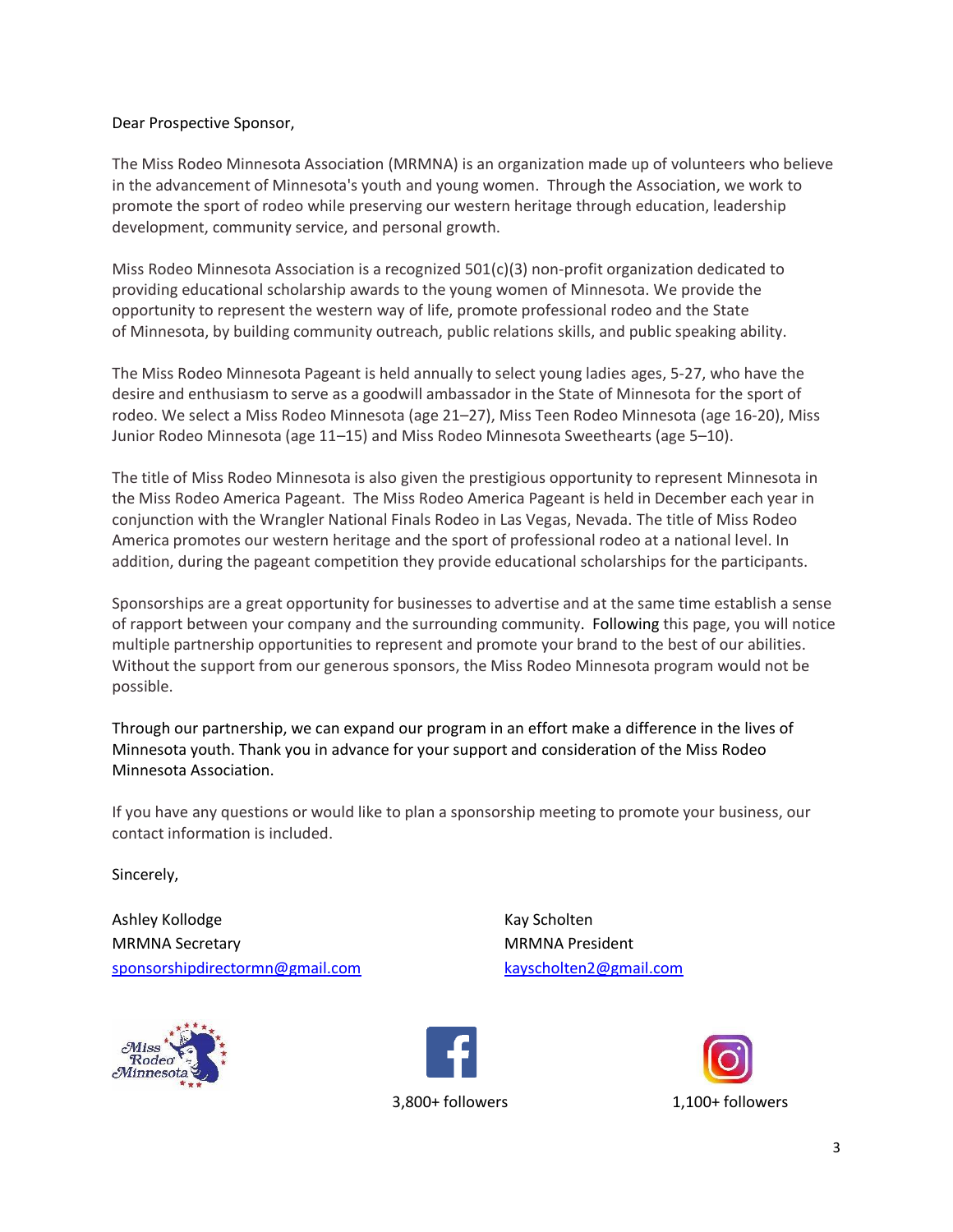Dear Prospective Sponsor,

The Miss Rodeo Minnesota Association (MRMNA) is an organization made up of volunteers who believe in the advancement of Minnesota's youth and young women. Through the Association, we work to promote the sport of rodeo while preserving our western heritage through education, leadership development, community service, and personal growth.

Miss Rodeo Minnesota Association is a recognized 501(c)(3) non-profit organization dedicated to providing educational scholarship awards to the young women of Minnesota. We provide the opportunity to represent the western way of life, promote professional rodeo and the State of Minnesota, by building community outreach, public relations skills, and public speaking ability.

The Miss Rodeo Minnesota Pageant is held annually to select young ladies ages, 5-27, who have the desire and enthusiasm to serve as a goodwill ambassador in the State of Minnesota for the sport of rodeo. We select a Miss Rodeo Minnesota (age 21–27), Miss Teen Rodeo Minnesota (age 16-20), Miss Junior Rodeo Minnesota (age 11–15) and Miss Rodeo Minnesota Sweethearts (age 5–10).

The title of Miss Rodeo Minnesota is also given the prestigious opportunity to represent Minnesota in the Miss Rodeo America Pageant. The Miss Rodeo America Pageant is held in December each year in conjunction with the Wrangler National Finals Rodeo in Las Vegas, Nevada. The title of Miss Rodeo America promotes our western heritage and the sport of professional rodeo at a national level. In addition, during the pageant competition they provide educational scholarships for the participants.

Sponsorships are a great opportunity for businesses to advertise and at the same time establish a sense of rapport between your company and the surrounding community. Following this page, you will notice multiple partnership opportunities to represent and promote your brand to the best of our abilities. Without the support from our generous sponsors, the Miss Rodeo Minnesota program would not be possible.

Through our partnership, we can expand our program in an effort make a difference in the lives of Minnesota youth. Thank you in advance for your support and consideration of the Miss Rodeo Minnesota Association.

If you have any questions or would like to plan a sponsorship meeting to promote your business, our contact information is included.

Sincerely,

Ashley Kollodge
MRMNA Secretary
sponsorshipdirectormn@gmail.com

Kay Scholten
MRMNA President
kayscholten2@gmail.com

Miss Rodeo Minnesota

3,800+ followers

1,100+ followers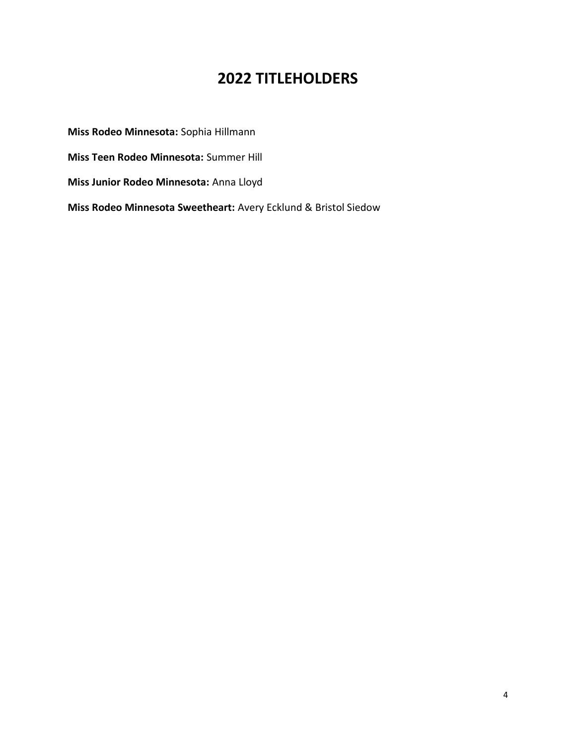# 2022 TITLEHOLDERS

**Miss Rodeo Minnesota:** Sophia Hillmann

**Miss Teen Rodeo Minnesota:** Summer Hill

**Miss Junior Rodeo Minnesota:** Anna Lloyd

**Miss Rodeo Minnesota Sweetheart:** Avery Ecklund & Bristol Siedow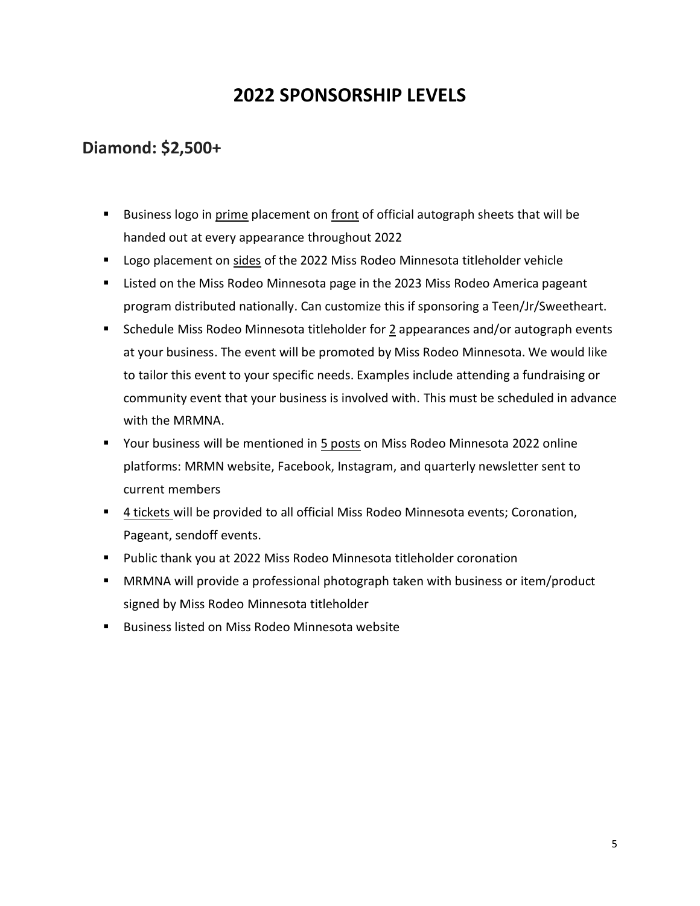# 2022 SPONSORSHIP LEVELS

## Diamond: $2,500+

- Business logo in prime placement on front of official autograph sheets that will be handed out at every appearance throughout 2022
- Logo placement on sides of the 2022 Miss Rodeo Minnesota titleholder vehicle
- Listed on the Miss Rodeo Minnesota page in the 2023 Miss Rodeo America pageant program distributed nationally. Can customize this if sponsoring a Teen/Jr/Sweetheart.
- Schedule Miss Rodeo Minnesota titleholder for 2 appearances and/or autograph events at your business. The event will be promoted by Miss Rodeo Minnesota. We would like to tailor this event to your specific needs. Examples include attending a fundraising or community event that your business is involved with. This must be scheduled in advance with the MRMNA.
- Your business will be mentioned in 5 posts on Miss Rodeo Minnesota 2022 online platforms: MRMN website, Facebook, Instagram, and quarterly newsletter sent to current members
- 4 tickets will be provided to all official Miss Rodeo Minnesota events; Coronation, Pageant, sendoff events.
- Public thank you at 2022 Miss Rodeo Minnesota titleholder coronation
- MRMNA will provide a professional photograph taken with business or item/product signed by Miss Rodeo Minnesota titleholder
- Business listed on Miss Rodeo Minnesota website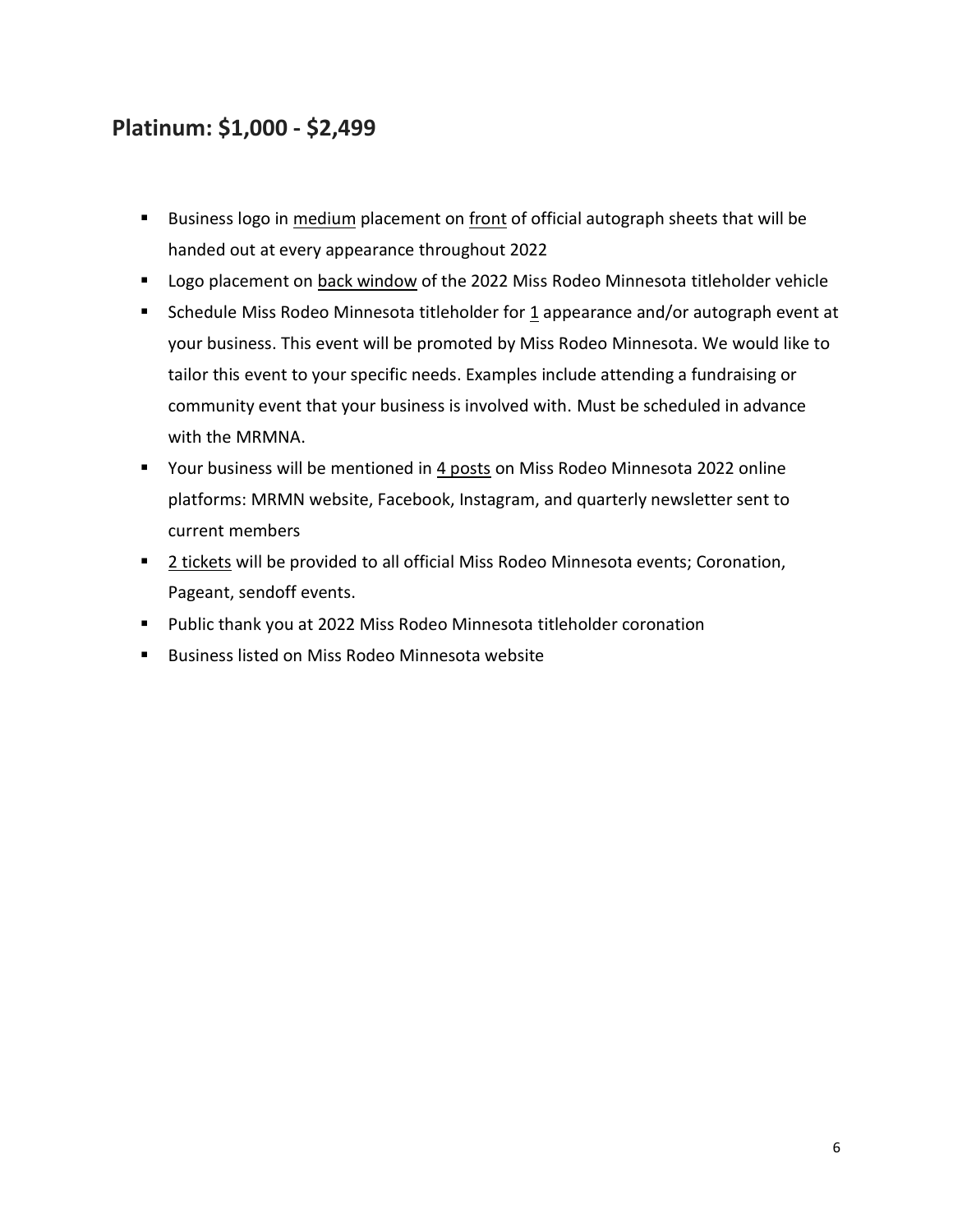## Platinum: $1,000 - $2,499

- Business logo in <u>medium</u> placement on <u>front</u> of official autograph sheets that will be handed out at every appearance throughout 2022
- Logo placement on <u>back window</u> of the 2022 Miss Rodeo Minnesota titleholder vehicle
- Schedule Miss Rodeo Minnesota titleholder for <u>1</u> appearance and/or autograph event at your business. This event will be promoted by Miss Rodeo Minnesota. We would like to tailor this event to your specific needs. Examples include attending a fundraising or community event that your business is involved with. Must be scheduled in advance with the MRMNA.
- Your business will be mentioned in <u>4 posts</u> on Miss Rodeo Minnesota 2022 online platforms: MRMN website, Facebook, Instagram, and quarterly newsletter sent to current members
- <u>2 tickets</u> will be provided to all official Miss Rodeo Minnesota events; Coronation, Pageant, sendoff events.
- Public thank you at 2022 Miss Rodeo Minnesota titleholder coronation
- Business listed on Miss Rodeo Minnesota website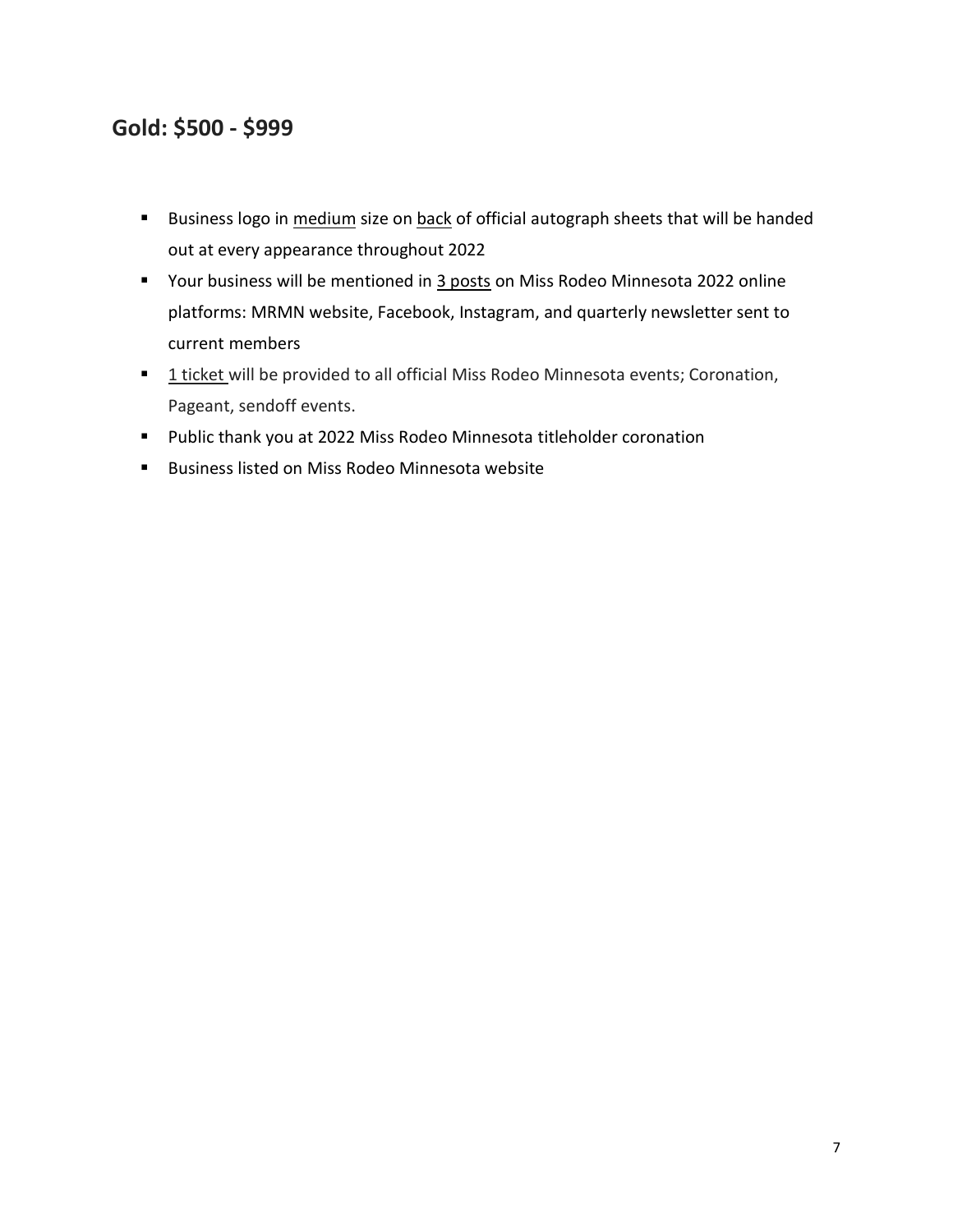## Gold: $500 - $999

- Business logo in medium size on back of official autograph sheets that will be handed out at every appearance throughout 2022
- Your business will be mentioned in 3 posts on Miss Rodeo Minnesota 2022 online platforms: MRMN website, Facebook, Instagram, and quarterly newsletter sent to current members
- 1 ticket will be provided to all official Miss Rodeo Minnesota events; Coronation, Pageant, sendoff events.
- Public thank you at 2022 Miss Rodeo Minnesota titleholder coronation
- Business listed on Miss Rodeo Minnesota website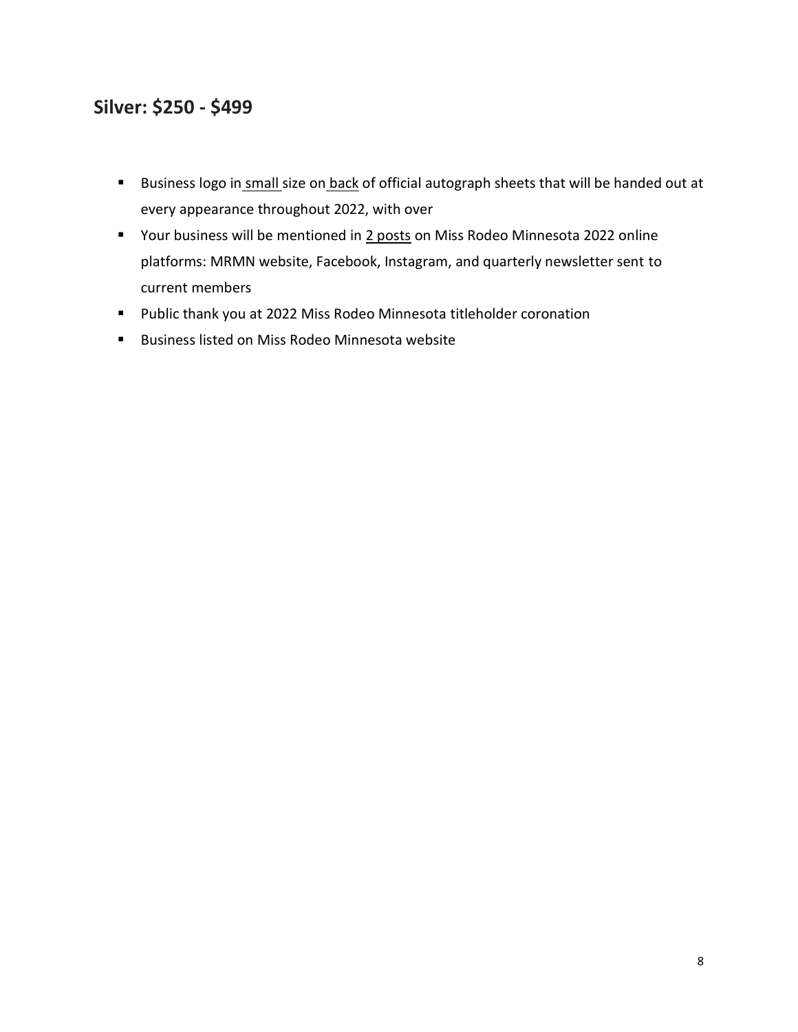## Silver: $250 - $499

- Business logo in small size on back of official autograph sheets that will be handed out at every appearance throughout 2022, with over
- Your business will be mentioned in 2 posts on Miss Rodeo Minnesota 2022 online platforms: MRMN website, Facebook, Instagram, and quarterly newsletter sent to current members
- Public thank you at 2022 Miss Rodeo Minnesota titleholder coronation
- Business listed on Miss Rodeo Minnesota website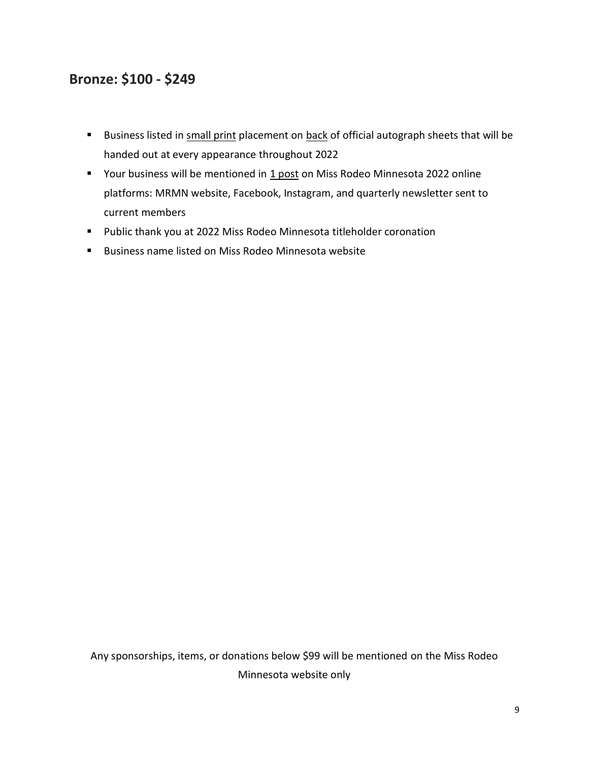## Bronze: $100 - $249

- Business listed in small print placement on back of official autograph sheets that will be handed out at every appearance throughout 2022
- Your business will be mentioned in 1 post on Miss Rodeo Minnesota 2022 online platforms: MRMN website, Facebook, Instagram, and quarterly newsletter sent to current members
- Public thank you at 2022 Miss Rodeo Minnesota titleholder coronation
- Business name listed on Miss Rodeo Minnesota website

Any sponsorships, items, or donations below $99 will be mentioned on the Miss Rodeo Minnesota website only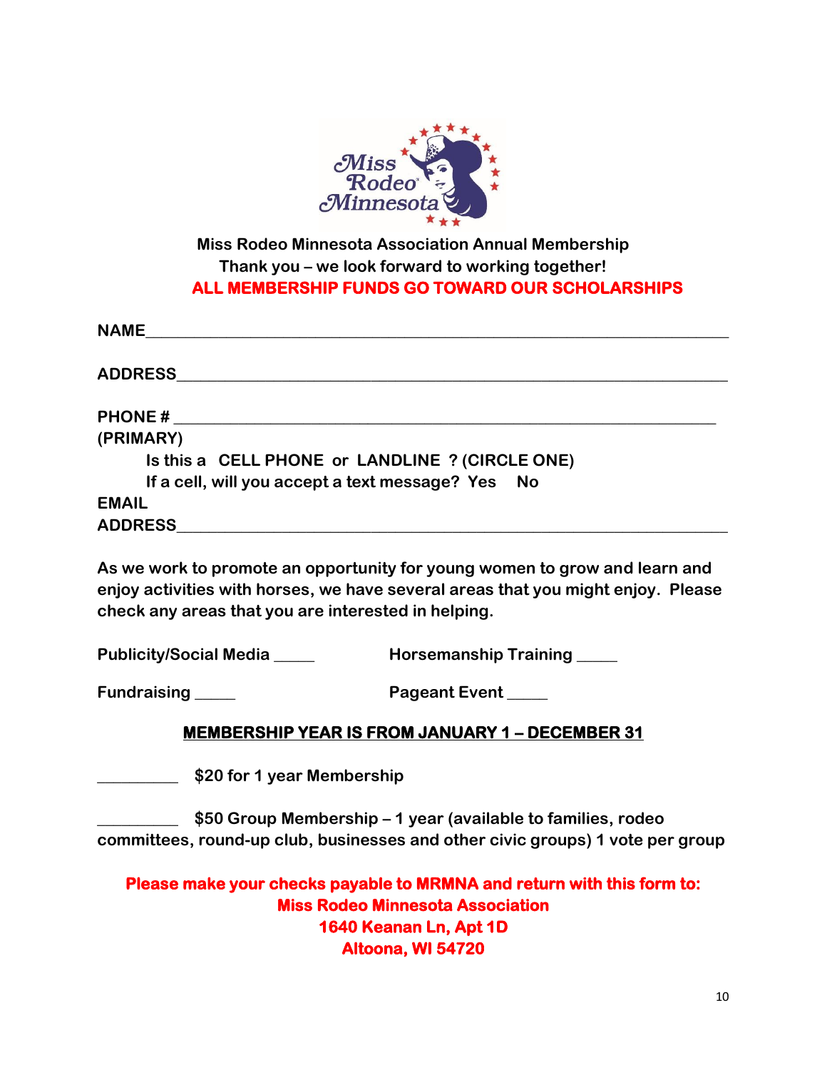**Miss Rodeo Minnesota Association Annual Membership**
**Thank you – we look forward to working together!**
**ALL MEMBERSHIP FUNDS GO TOWARD OUR SCHOLARSHIPS**

**NAME**_______________________________________________________________

**ADDRESS**____________________________________________________________

**PHONE #** ___________________________________________________________
**(PRIMARY)**

**Is this a CELL PHONE or LANDLINE ? (CIRCLE ONE)**

**If a cell, will you accept a text message? Yes No**

**EMAIL ADDRESS**______________________________________________________

**As we work to promote an opportunity for young women to grow and learn and enjoy activities with horses, we have several areas that you might enjoy. Please check any areas that you are interested in helping.**

**Publicity/Social Media** _____ **Horsemanship Training** _____

**Fundraising** _____ **Pageant Event** _____

**MEMBERSHIP YEAR IS FROM JANUARY 1 – DECEMBER 31**

__________ **$20 for 1 year Membership**

__________ **$50 Group Membership – 1 year (available to families, rodeo committees, round-up club, businesses and other civic groups) 1 vote per group**

**Please make your checks payable to MRMNA and return with this form to:**
**Miss Rodeo Minnesota Association**
**1640 Keanan Ln, Apt 1D**
**Altoona, WI 54720**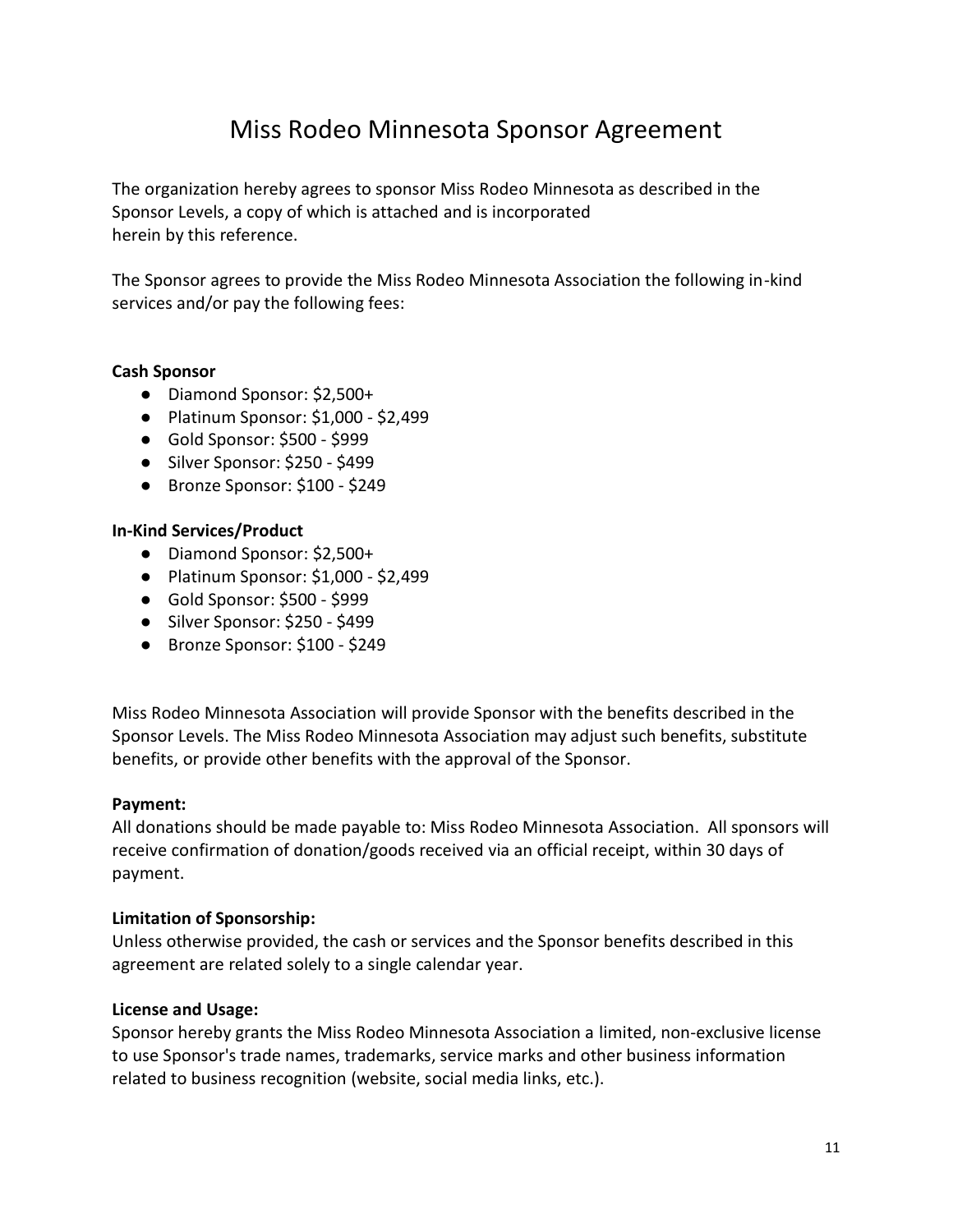# Miss Rodeo Minnesota Sponsor Agreement

The organization hereby agrees to sponsor Miss Rodeo Minnesota as described in the Sponsor Levels, a copy of which is attached and is incorporated herein by this reference.

The Sponsor agrees to provide the Miss Rodeo Minnesota Association the following in-kind services and/or pay the following fees:

**Cash Sponsor**

- Diamond Sponsor: $2,500+
- Platinum Sponsor: $1,000 - $2,499
- Gold Sponsor: $500 - $999
- Silver Sponsor: $250 - $499
- Bronze Sponsor: $100 - $249

**In-Kind Services/Product**

- Diamond Sponsor: $2,500+
- Platinum Sponsor: $1,000 - $2,499
- Gold Sponsor: $500 - $999
- Silver Sponsor: $250 - $499
- Bronze Sponsor: $100 - $249

Miss Rodeo Minnesota Association will provide Sponsor with the benefits described in the Sponsor Levels. The Miss Rodeo Minnesota Association may adjust such benefits, substitute benefits, or provide other benefits with the approval of the Sponsor.

**Payment:**
All donations should be made payable to: Miss Rodeo Minnesota Association. All sponsors will receive confirmation of donation/goods received via an official receipt, within 30 days of payment.

**Limitation of Sponsorship:**
Unless otherwise provided, the cash or services and the Sponsor benefits described in this agreement are related solely to a single calendar year.

**License and Usage:**
Sponsor hereby grants the Miss Rodeo Minnesota Association a limited, non-exclusive license to use Sponsor's trade names, trademarks, service marks and other business information related to business recognition (website, social media links, etc.).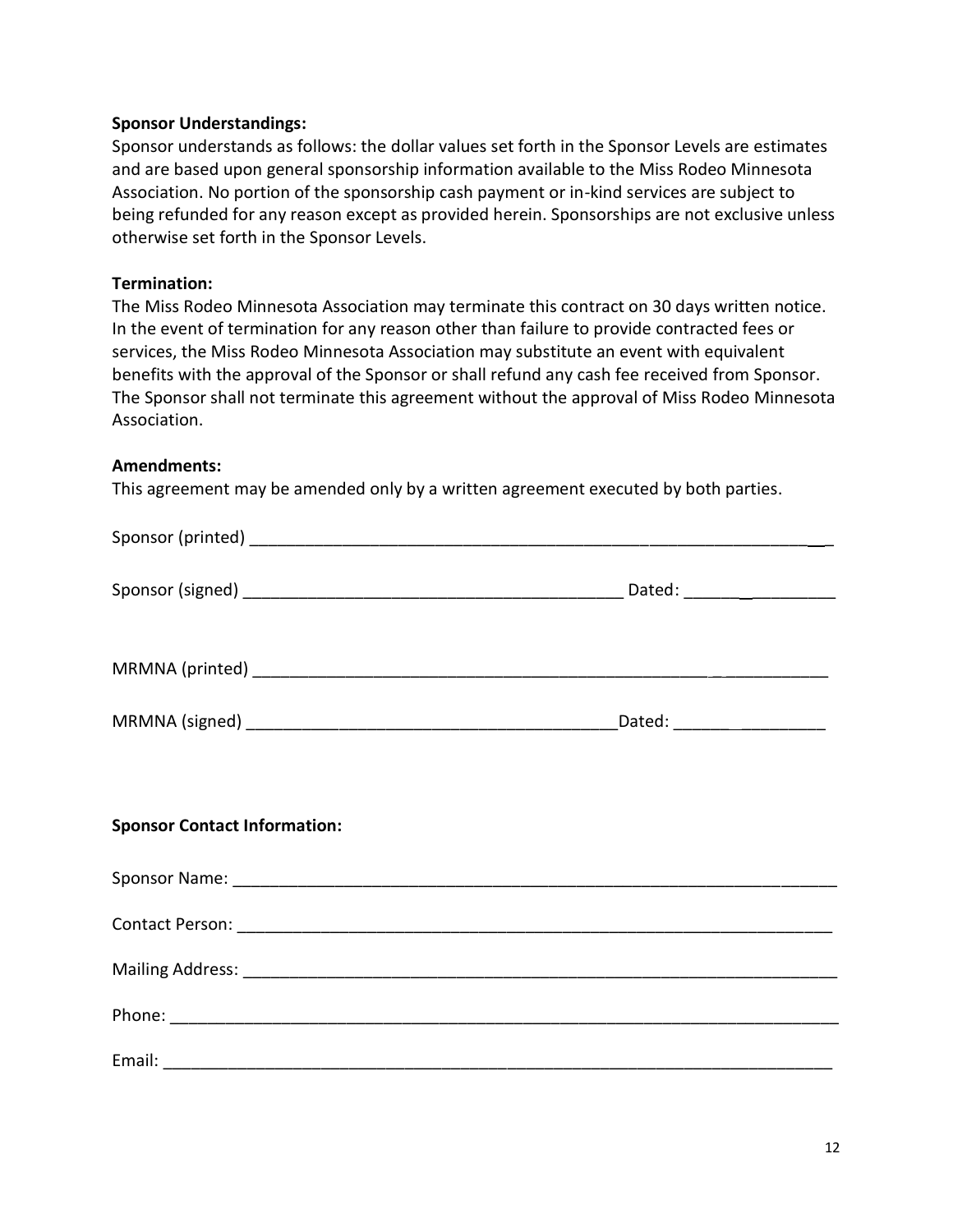**Sponsor Understandings:**
Sponsor understands as follows: the dollar values set forth in the Sponsor Levels are estimates and are based upon general sponsorship information available to the Miss Rodeo Minnesota Association. No portion of the sponsorship cash payment or in-kind services are subject to being refunded for any reason except as provided herein. Sponsorships are not exclusive unless otherwise set forth in the Sponsor Levels.

**Termination:**
The Miss Rodeo Minnesota Association may terminate this contract on 30 days written notice. In the event of termination for any reason other than failure to provide contracted fees or services, the Miss Rodeo Minnesota Association may substitute an event with equivalent benefits with the approval of the Sponsor or shall refund any cash fee received from Sponsor. The Sponsor shall not terminate this agreement without the approval of Miss Rodeo Minnesota Association.

**Amendments:**
This agreement may be amended only by a written agreement executed by both parties.

Sponsor (printed) ___________________________________________________________________

Sponsor (signed) __________________________________________ Dated: ________________

MRMNA (printed) __________________________________________________________________

MRMNA (signed) _________________________________________Dated: _________________

**Sponsor Contact Information:**

Sponsor Name: ____________________________________________________________________

Contact Person: ___________________________________________________________________

Mailing Address: __________________________________________________________________

Phone: ___________________________________________________________________________

Email: ___________________________________________________________________________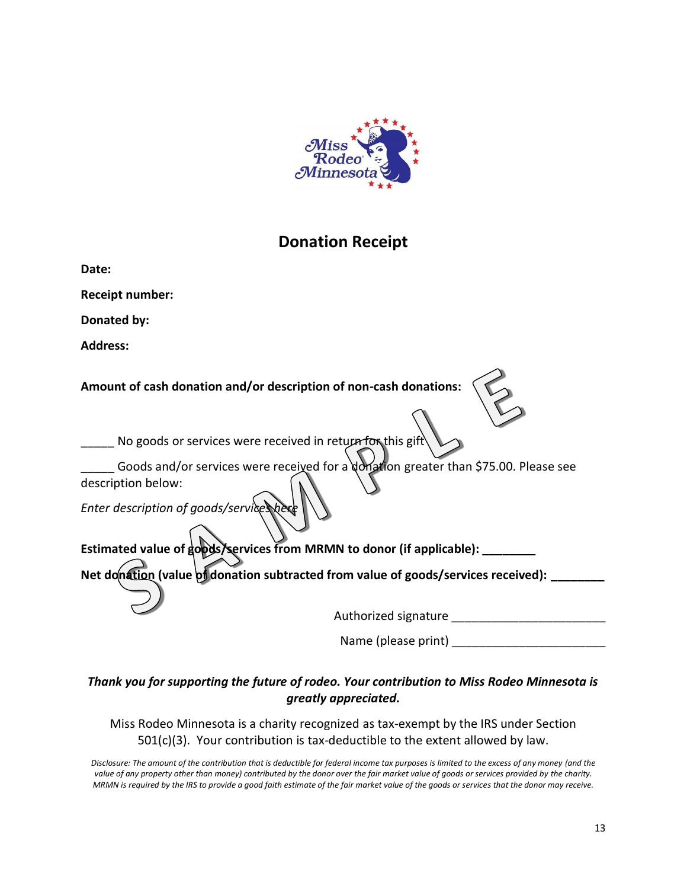## Donation Receipt

**Date:**

**Receipt number:**

**Donated by:**

**Address:**

**Amount of cash donation and/or description of non-cash donations:**

_____ No goods or services were received in return for this gift

_____ Goods and/or services were received for a donation greater than $75.00. Please see description below:

*Enter description of goods/services here*

**Estimated value of goods/services from MRMN to donor (if applicable): ________**

**Net donation (value of donation subtracted from value of goods/services received): ________**

Authorized signature _______________________

Name (please print) _______________________

***Thank you for supporting the future of rodeo. Your contribution to Miss Rodeo Minnesota is greatly appreciated.***

Miss Rodeo Minnesota is a charity recognized as tax-exempt by the IRS under Section 501(c)(3). Your contribution is tax-deductible to the extent allowed by law.

*Disclosure: The amount of the contribution that is deductible for federal income tax purposes is limited to the excess of any money (and the value of any property other than money) contributed by the donor over the fair market value of goods or services provided by the charity. MRMN is required by the IRS to provide a good faith estimate of the fair market value of the goods or services that the donor may receive.*